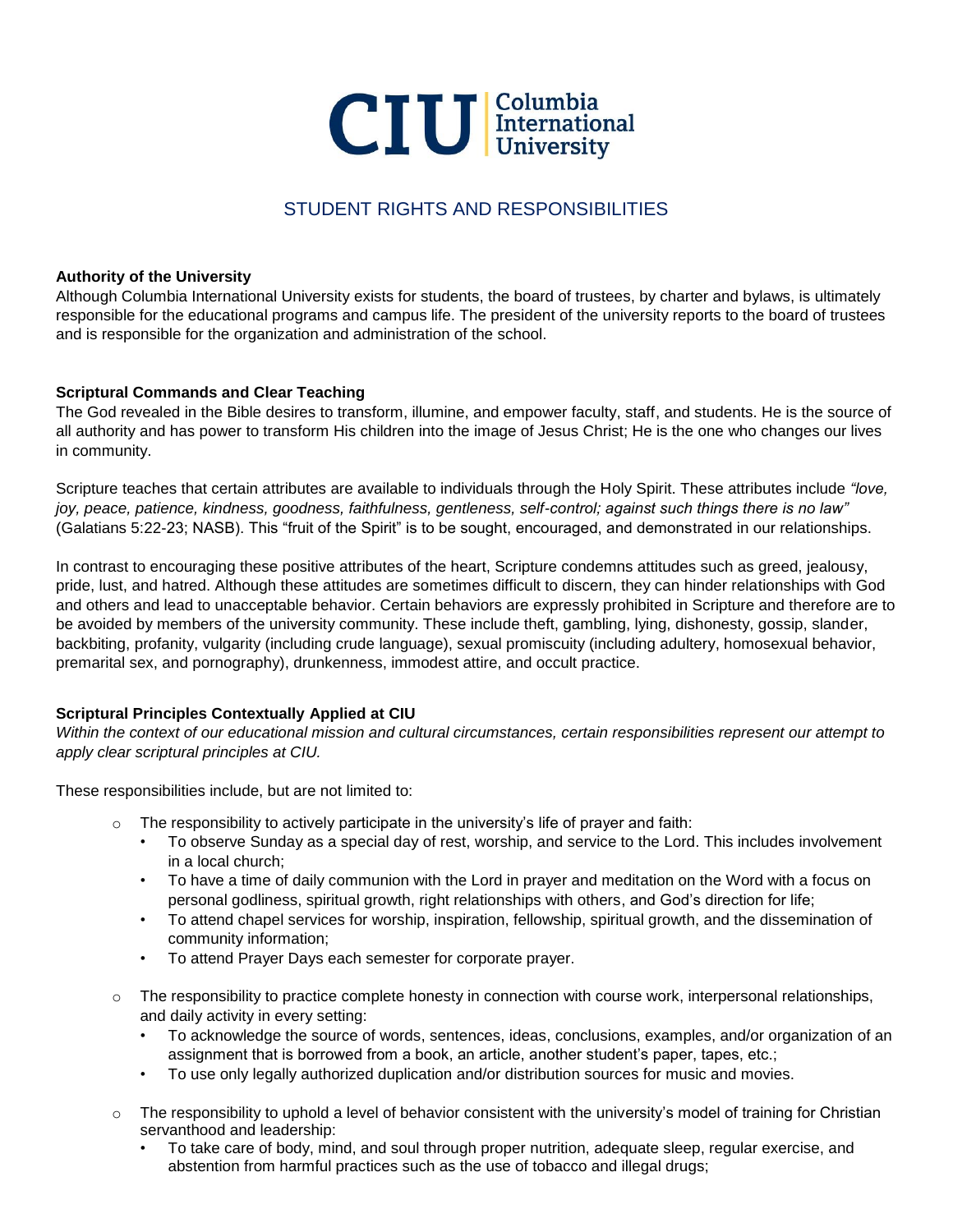**CIU** Columbia International University

# STUDENT RIGHTS AND RESPONSIBILITIES

**Authority of the University**

Although Columbia International University exists for students, the board of trustees, by charter and bylaws, is ultimately responsible for the educational programs and campus life. The president of the university reports to the board of trustees and is responsible for the organization and administration of the school.

**Scriptural Commands and Clear Teaching**

The God revealed in the Bible desires to transform, illumine, and empower faculty, staff, and students. He is the source of all authority and has power to transform His children into the image of Jesus Christ; He is the one who changes our lives in community.

Scripture teaches that certain attributes are available to individuals through the Holy Spirit. These attributes include *"love, joy, peace, patience, kindness, goodness, faithfulness, gentleness, self-control; against such things there is no law"* (Galatians 5:22-23; NASB). This "fruit of the Spirit" is to be sought, encouraged, and demonstrated in our relationships.

In contrast to encouraging these positive attributes of the heart, Scripture condemns attitudes such as greed, jealousy, pride, lust, and hatred. Although these attitudes are sometimes difficult to discern, they can hinder relationships with God and others and lead to unacceptable behavior. Certain behaviors are expressly prohibited in Scripture and therefore are to be avoided by members of the university community. These include theft, gambling, lying, dishonesty, gossip, slander, backbiting, profanity, vulgarity (including crude language), sexual promiscuity (including adultery, homosexual behavior, premarital sex, and pornography), drunkenness, immodest attire, and occult practice.

**Scriptural Principles Contextually Applied at CIU**

*Within the context of our educational mission and cultural circumstances, certain responsibilities represent our attempt to apply clear scriptural principles at CIU.*

These responsibilities include, but are not limited to:

- The responsibility to actively participate in the university's life of prayer and faith:
  - To observe Sunday as a special day of rest, worship, and service to the Lord. This includes involvement in a local church;
  - To have a time of daily communion with the Lord in prayer and meditation on the Word with a focus on personal godliness, spiritual growth, right relationships with others, and God's direction for life;
  - To attend chapel services for worship, inspiration, fellowship, spiritual growth, and the dissemination of community information;
  - To attend Prayer Days each semester for corporate prayer.
- The responsibility to practice complete honesty in connection with course work, interpersonal relationships, and daily activity in every setting:
  - To acknowledge the source of words, sentences, ideas, conclusions, examples, and/or organization of an assignment that is borrowed from a book, an article, another student's paper, tapes, etc.;
  - To use only legally authorized duplication and/or distribution sources for music and movies.
- The responsibility to uphold a level of behavior consistent with the university's model of training for Christian servanthood and leadership:
  - To take care of body, mind, and soul through proper nutrition, adequate sleep, regular exercise, and abstention from harmful practices such as the use of tobacco and illegal drugs;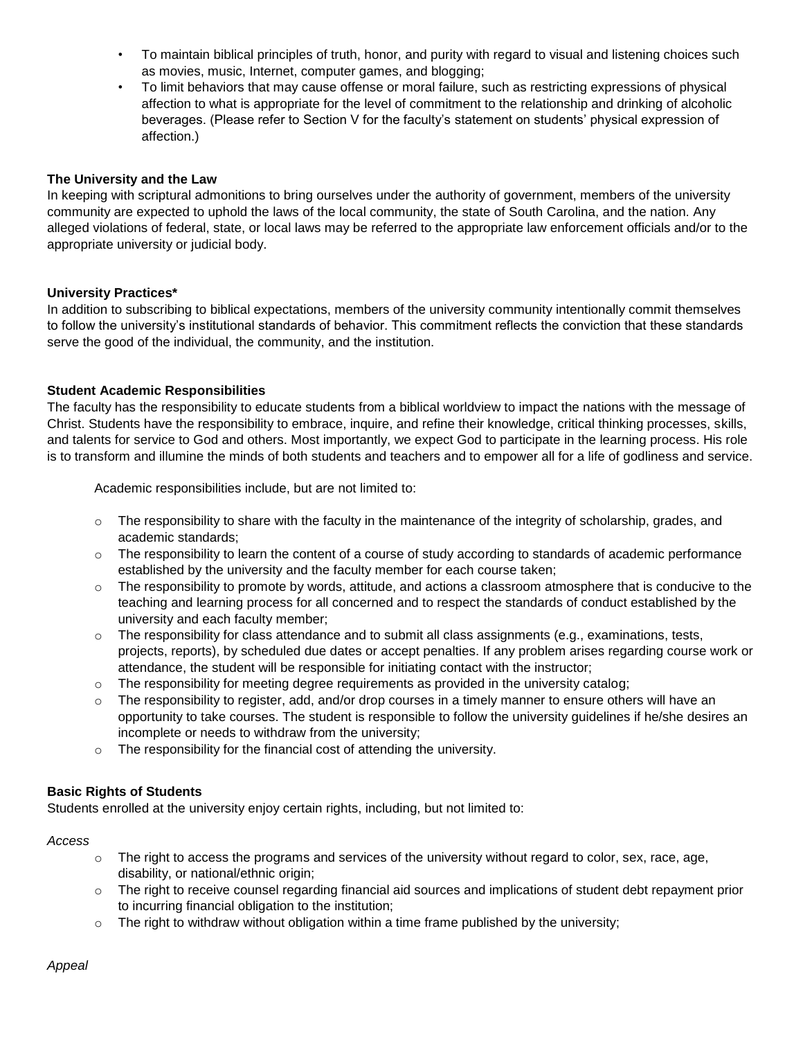- To maintain biblical principles of truth, honor, and purity with regard to visual and listening choices such as movies, music, Internet, computer games, and blogging;
- To limit behaviors that may cause offense or moral failure, such as restricting expressions of physical affection to what is appropriate for the level of commitment to the relationship and drinking of alcoholic beverages. (Please refer to Section V for the faculty's statement on students' physical expression of affection.)

**The University and the Law**

In keeping with scriptural admonitions to bring ourselves under the authority of government, members of the university community are expected to uphold the laws of the local community, the state of South Carolina, and the nation. Any alleged violations of federal, state, or local laws may be referred to the appropriate law enforcement officials and/or to the appropriate university or judicial body.

**University Practices***

In addition to subscribing to biblical expectations, members of the university community intentionally commit themselves to follow the university's institutional standards of behavior. This commitment reflects the conviction that these standards serve the good of the individual, the community, and the institution.

**Student Academic Responsibilities**

The faculty has the responsibility to educate students from a biblical worldview to impact the nations with the message of Christ. Students have the responsibility to embrace, inquire, and refine their knowledge, critical thinking processes, skills, and talents for service to God and others. Most importantly, we expect God to participate in the learning process. His role is to transform and illumine the minds of both students and teachers and to empower all for a life of godliness and service.

Academic responsibilities include, but are not limited to:

- The responsibility to share with the faculty in the maintenance of the integrity of scholarship, grades, and academic standards;
- The responsibility to learn the content of a course of study according to standards of academic performance established by the university and the faculty member for each course taken;
- The responsibility to promote by words, attitude, and actions a classroom atmosphere that is conducive to the teaching and learning process for all concerned and to respect the standards of conduct established by the university and each faculty member;
- The responsibility for class attendance and to submit all class assignments (e.g., examinations, tests, projects, reports), by scheduled due dates or accept penalties. If any problem arises regarding course work or attendance, the student will be responsible for initiating contact with the instructor;
- The responsibility for meeting degree requirements as provided in the university catalog;
- The responsibility to register, add, and/or drop courses in a timely manner to ensure others will have an opportunity to take courses. The student is responsible to follow the university guidelines if he/she desires an incomplete or needs to withdraw from the university;
- The responsibility for the financial cost of attending the university.

**Basic Rights of Students**

Students enrolled at the university enjoy certain rights, including, but not limited to:

*Access*

- The right to access the programs and services of the university without regard to color, sex, race, age, disability, or national/ethnic origin;
- The right to receive counsel regarding financial aid sources and implications of student debt repayment prior to incurring financial obligation to the institution;
- The right to withdraw without obligation within a time frame published by the university;

*Appeal*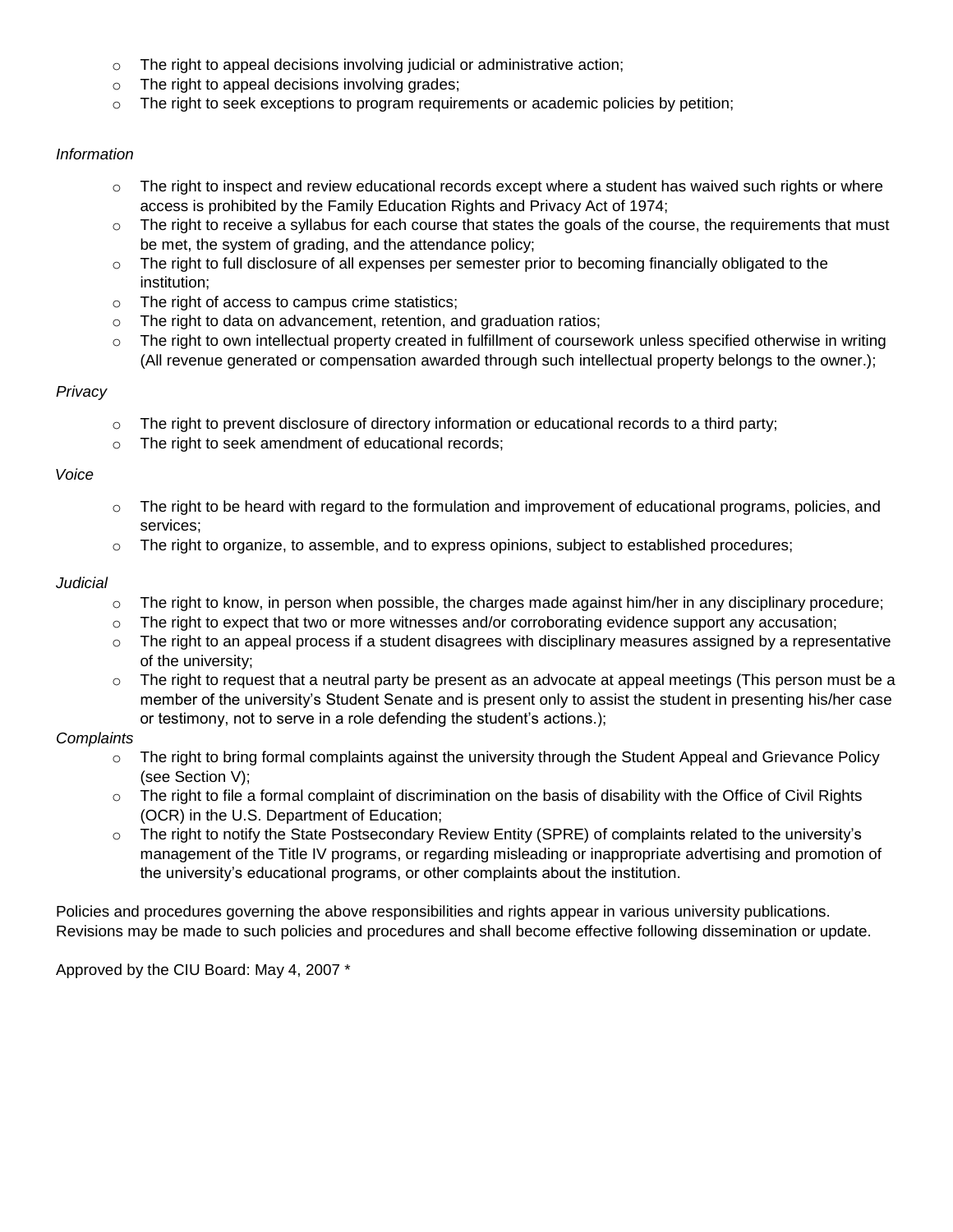- The right to appeal decisions involving judicial or administrative action;
- The right to appeal decisions involving grades;
- The right to seek exceptions to program requirements or academic policies by petition;

*Information*

- The right to inspect and review educational records except where a student has waived such rights or where access is prohibited by the Family Education Rights and Privacy Act of 1974;
- The right to receive a syllabus for each course that states the goals of the course, the requirements that must be met, the system of grading, and the attendance policy;
- The right to full disclosure of all expenses per semester prior to becoming financially obligated to the institution;
- The right of access to campus crime statistics;
- The right to data on advancement, retention, and graduation ratios;
- The right to own intellectual property created in fulfillment of coursework unless specified otherwise in writing (All revenue generated or compensation awarded through such intellectual property belongs to the owner.);

*Privacy*

- The right to prevent disclosure of directory information or educational records to a third party;
- The right to seek amendment of educational records;

*Voice*

- The right to be heard with regard to the formulation and improvement of educational programs, policies, and services;
- The right to organize, to assemble, and to express opinions, subject to established procedures;

*Judicial*

- The right to know, in person when possible, the charges made against him/her in any disciplinary procedure;
- The right to expect that two or more witnesses and/or corroborating evidence support any accusation;
- The right to an appeal process if a student disagrees with disciplinary measures assigned by a representative of the university;
- The right to request that a neutral party be present as an advocate at appeal meetings (This person must be a member of the university's Student Senate and is present only to assist the student in presenting his/her case or testimony, not to serve in a role defending the student's actions.);

*Complaints*

- The right to bring formal complaints against the university through the Student Appeal and Grievance Policy (see Section V);
- The right to file a formal complaint of discrimination on the basis of disability with the Office of Civil Rights (OCR) in the U.S. Department of Education;
- The right to notify the State Postsecondary Review Entity (SPRE) of complaints related to the university's management of the Title IV programs, or regarding misleading or inappropriate advertising and promotion of the university's educational programs, or other complaints about the institution.

Policies and procedures governing the above responsibilities and rights appear in various university publications. Revisions may be made to such policies and procedures and shall become effective following dissemination or update.

Approved by the CIU Board: May 4, 2007 *